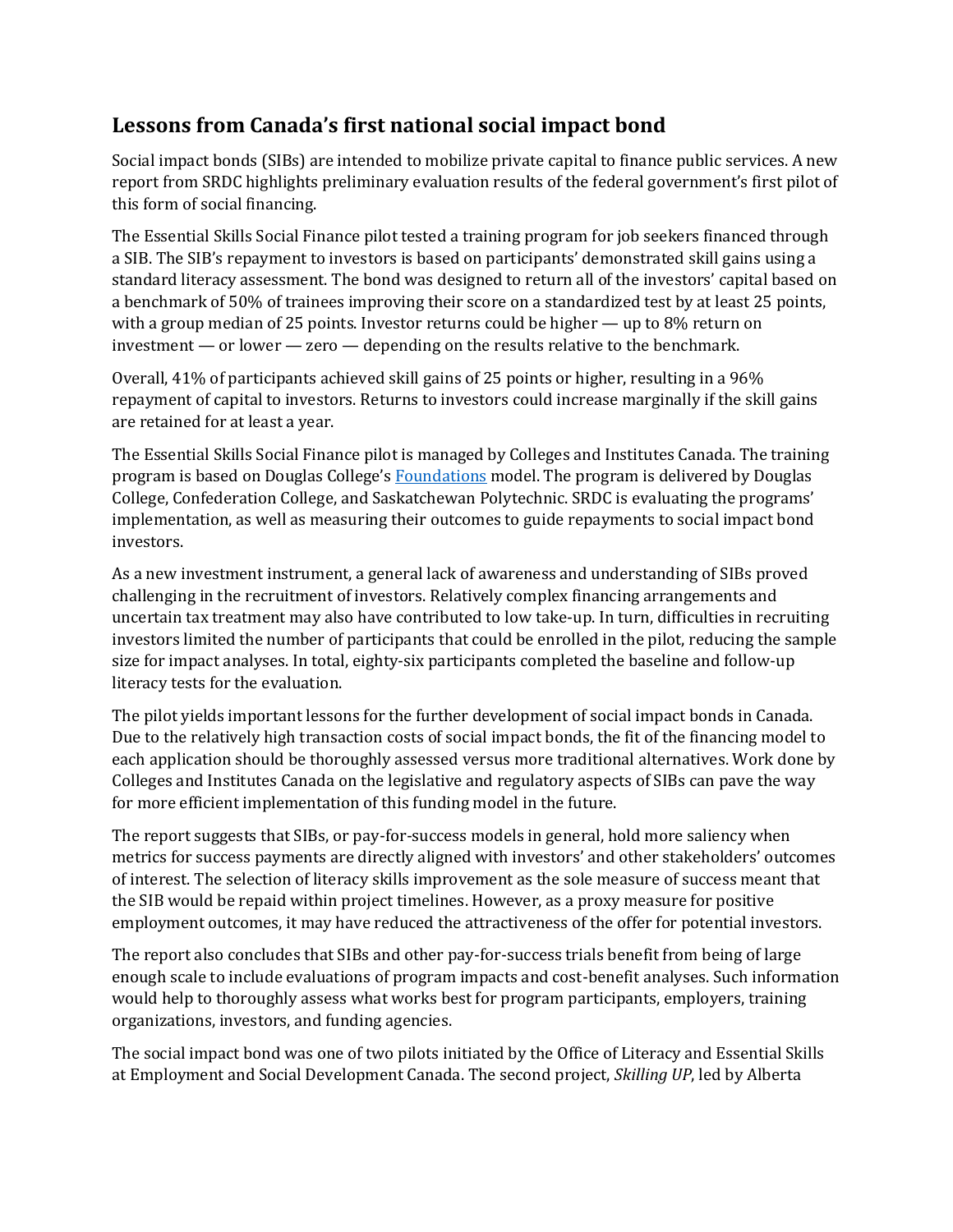## Lessons from Canada's first national social impact bond

Social impact bonds (SIBs) are intended to mobilize private capital to finance public services. A new report from SRDC highlights preliminary evaluation results of the federal government's first pilot of this form of social financing.

The Essential Skills Social Finance pilot tested a training program for job seekers financed through a SIB. The SIB's repayment to investors is based on participants' demonstrated skill gains using a standard literacy assessment. The bond was designed to return all of the investors' capital based on a benchmark of 50% of trainees improving their score on a standardized test by at least 25 points, with a group median of 25 points. Investor returns could be higher — up to 8% return on investment — or lower — zero — depending on the results relative to the benchmark.

Overall, 41% of participants achieved skill gains of 25 points or higher, resulting in a 96% repayment of capital to investors. Returns to investors could increase marginally if the skill gains are retained for at least a year.

The Essential Skills Social Finance pilot is managed by Colleges and Institutes Canada. The training program is based on Douglas College's [Foundations] model. The program is delivered by Douglas College, Confederation College, and Saskatchewan Polytechnic. SRDC is evaluating the programs' implementation, as well as measuring their outcomes to guide repayments to social impact bond investors.

As a new investment instrument, a general lack of awareness and understanding of SIBs proved challenging in the recruitment of investors. Relatively complex financing arrangements and uncertain tax treatment may also have contributed to low take-up. In turn, difficulties in recruiting investors limited the number of participants that could be enrolled in the pilot, reducing the sample size for impact analyses. In total, eighty-six participants completed the baseline and follow-up literacy tests for the evaluation.

The pilot yields important lessons for the further development of social impact bonds in Canada. Due to the relatively high transaction costs of social impact bonds, the fit of the financing model to each application should be thoroughly assessed versus more traditional alternatives. Work done by Colleges and Institutes Canada on the legislative and regulatory aspects of SIBs can pave the way for more efficient implementation of this funding model in the future.

The report suggests that SIBs, or pay-for-success models in general, hold more saliency when metrics for success payments are directly aligned with investors' and other stakeholders' outcomes of interest. The selection of literacy skills improvement as the sole measure of success meant that the SIB would be repaid within project timelines. However, as a proxy measure for positive employment outcomes, it may have reduced the attractiveness of the offer for potential investors.

The report also concludes that SIBs and other pay-for-success trials benefit from being of large enough scale to include evaluations of program impacts and cost-benefit analyses. Such information would help to thoroughly assess what works best for program participants, employers, training organizations, investors, and funding agencies.

The social impact bond was one of two pilots initiated by the Office of Literacy and Essential Skills at Employment and Social Development Canada. The second project, *Skilling UP*, led by Alberta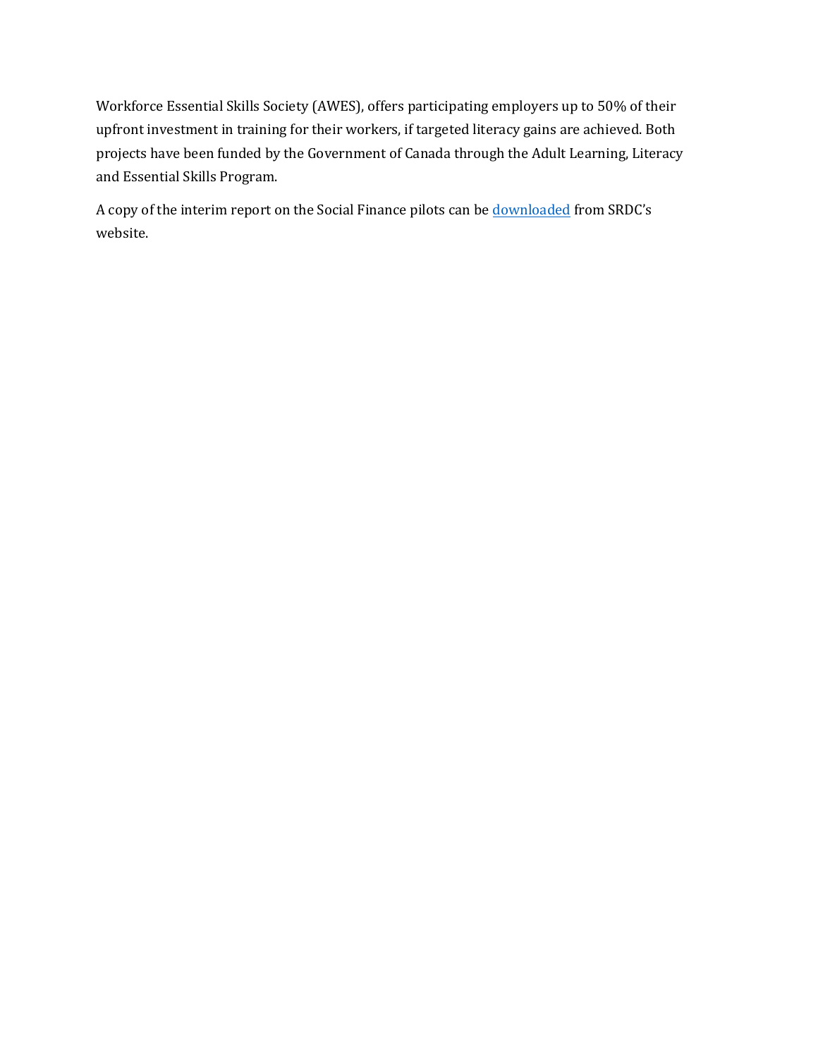Workforce Essential Skills Society (AWES), offers participating employers up to 50% of their upfront investment in training for their workers, if targeted literacy gains are achieved. Both projects have been funded by the Government of Canada through the Adult Learning, Literacy and Essential Skills Program.

A copy of the interim report on the Social Finance pilots can be downloaded from SRDC's website.